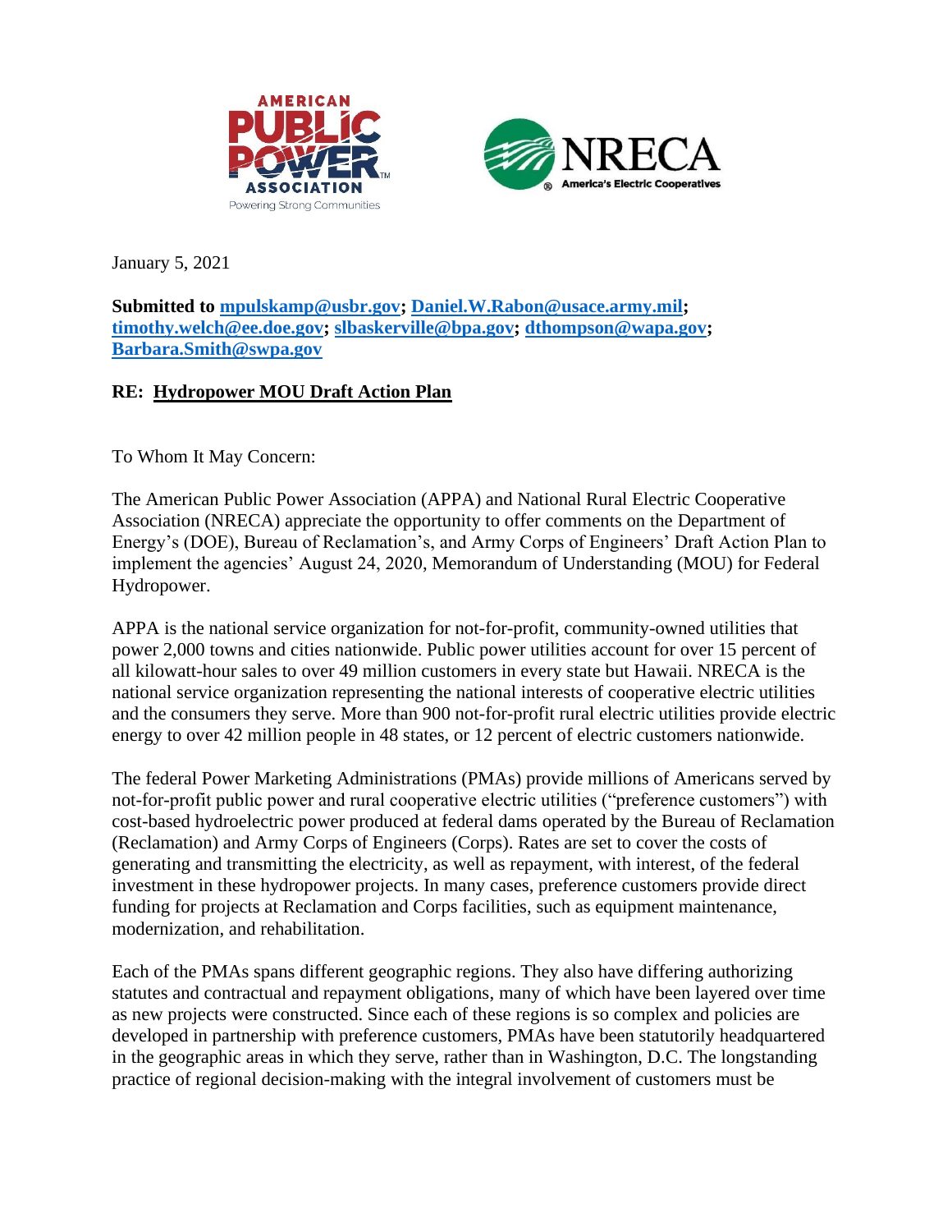January 5, 2021

**Submitted to mpulskamp@usbr.gov; Daniel.W.Rabon@usace.army.mil; timothy.welch@ee.doe.gov; slbaskerville@bpa.gov; dthompson@wapa.gov; Barbara.Smith@swpa.gov**

**RE: Hydropower MOU Draft Action Plan**

To Whom It May Concern:

The American Public Power Association (APPA) and National Rural Electric Cooperative Association (NRECA) appreciate the opportunity to offer comments on the Department of Energy's (DOE), Bureau of Reclamation's, and Army Corps of Engineers' Draft Action Plan to implement the agencies' August 24, 2020, Memorandum of Understanding (MOU) for Federal Hydropower.

APPA is the national service organization for not-for-profit, community-owned utilities that power 2,000 towns and cities nationwide. Public power utilities account for over 15 percent of all kilowatt-hour sales to over 49 million customers in every state but Hawaii. NRECA is the national service organization representing the national interests of cooperative electric utilities and the consumers they serve. More than 900 not-for-profit rural electric utilities provide electric energy to over 42 million people in 48 states, or 12 percent of electric customers nationwide.

The federal Power Marketing Administrations (PMAs) provide millions of Americans served by not-for-profit public power and rural cooperative electric utilities ("preference customers") with cost-based hydroelectric power produced at federal dams operated by the Bureau of Reclamation (Reclamation) and Army Corps of Engineers (Corps). Rates are set to cover the costs of generating and transmitting the electricity, as well as repayment, with interest, of the federal investment in these hydropower projects. In many cases, preference customers provide direct funding for projects at Reclamation and Corps facilities, such as equipment maintenance, modernization, and rehabilitation.

Each of the PMAs spans different geographic regions. They also have differing authorizing statutes and contractual and repayment obligations, many of which have been layered over time as new projects were constructed. Since each of these regions is so complex and policies are developed in partnership with preference customers, PMAs have been statutorily headquartered in the geographic areas in which they serve, rather than in Washington, D.C. The longstanding practice of regional decision-making with the integral involvement of customers must be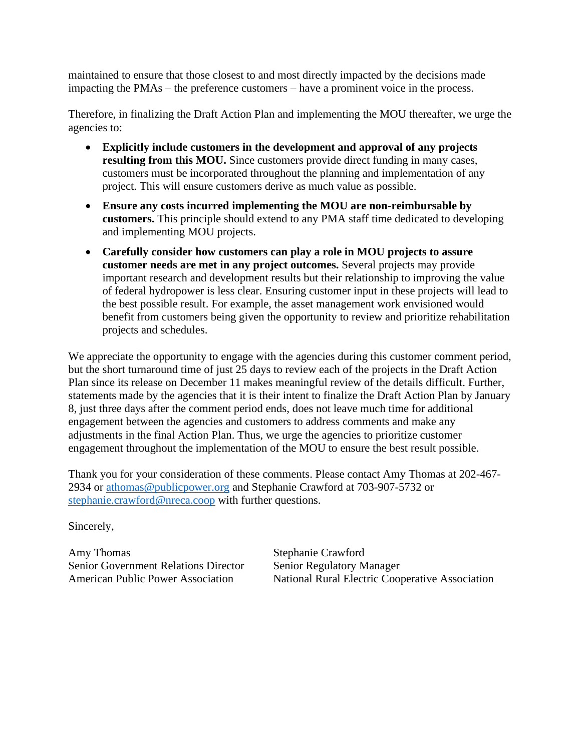maintained to ensure that those closest to and most directly impacted by the decisions made impacting the PMAs – the preference customers – have a prominent voice in the process.

Therefore, in finalizing the Draft Action Plan and implementing the MOU thereafter, we urge the agencies to:

- **Explicitly include customers in the development and approval of any projects resulting from this MOU.** Since customers provide direct funding in many cases, customers must be incorporated throughout the planning and implementation of any project. This will ensure customers derive as much value as possible.
- **Ensure any costs incurred implementing the MOU are non-reimbursable by customers.** This principle should extend to any PMA staff time dedicated to developing and implementing MOU projects.
- **Carefully consider how customers can play a role in MOU projects to assure customer needs are met in any project outcomes.** Several projects may provide important research and development results but their relationship to improving the value of federal hydropower is less clear. Ensuring customer input in these projects will lead to the best possible result. For example, the asset management work envisioned would benefit from customers being given the opportunity to review and prioritize rehabilitation projects and schedules.

We appreciate the opportunity to engage with the agencies during this customer comment period, but the short turnaround time of just 25 days to review each of the projects in the Draft Action Plan since its release on December 11 makes meaningful review of the details difficult. Further, statements made by the agencies that it is their intent to finalize the Draft Action Plan by January 8, just three days after the comment period ends, does not leave much time for additional engagement between the agencies and customers to address comments and make any adjustments in the final Action Plan. Thus, we urge the agencies to prioritize customer engagement throughout the implementation of the MOU to ensure the best result possible.

Thank you for your consideration of these comments. Please contact Amy Thomas at 202-467-2934 or athomas@publicpower.org and Stephanie Crawford at 703-907-5732 or stephanie.crawford@nreca.coop with further questions.

Sincerely,

Amy Thomas
Senior Government Relations Director
American Public Power Association

Stephanie Crawford
Senior Regulatory Manager
National Rural Electric Cooperative Association